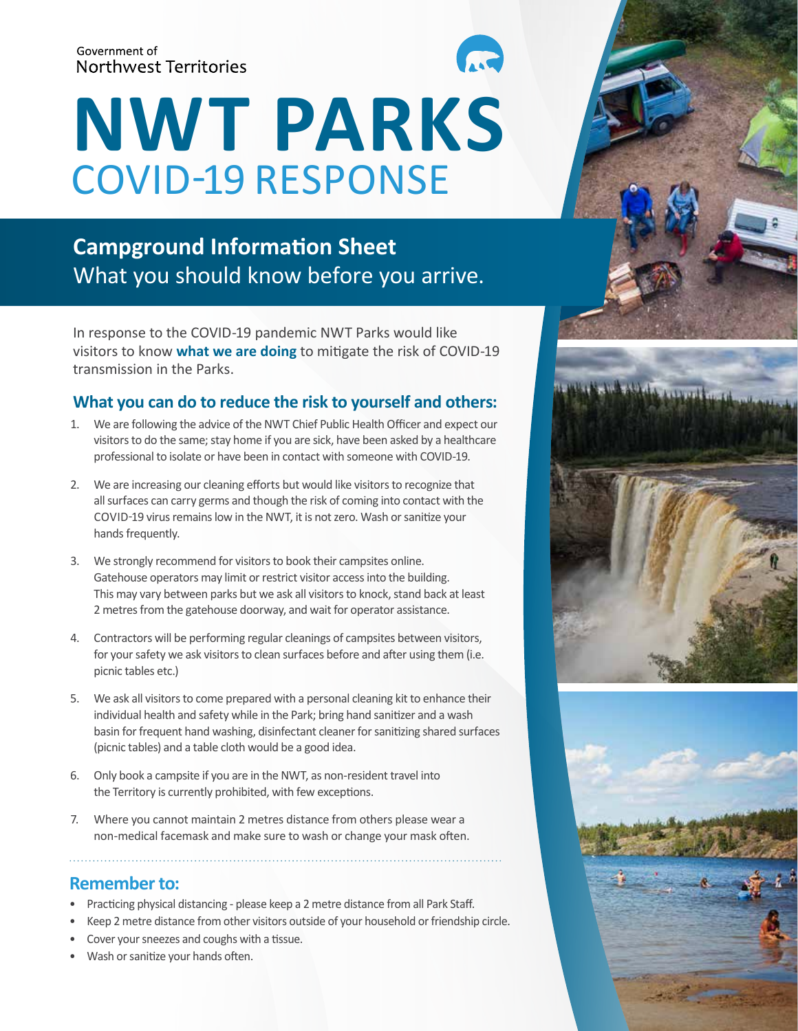Government of
Northwest Territories

# NWT PARKS
## COVID-19 RESPONSE

### Campground Information Sheet
What you should know before you arrive.

In response to the COVID-19 pandemic NWT Parks would like visitors to know **what we are doing** to mitigate the risk of COVID-19 transmission in the Parks.

### What you can do to reduce the risk to yourself and others:

1. We are following the advice of the NWT Chief Public Health Officer and expect our visitors to do the same; stay home if you are sick, have been asked by a healthcare professional to isolate or have been in contact with someone with COVID-19.
2. We are increasing our cleaning efforts but would like visitors to recognize that all surfaces can carry germs and though the risk of coming into contact with the COVID-19 virus remains low in the NWT, it is not zero. Wash or sanitize your hands frequently.
3. We strongly recommend for visitors to book their campsites online. Gatehouse operators may limit or restrict visitor access into the building. This may vary between parks but we ask all visitors to knock, stand back at least 2 metres from the gatehouse doorway, and wait for operator assistance.
4. Contractors will be performing regular cleanings of campsites between visitors, for your safety we ask visitors to clean surfaces before and after using them (i.e. picnic tables etc.)
5. We ask all visitors to come prepared with a personal cleaning kit to enhance their individual health and safety while in the Park; bring hand sanitizer and a wash basin for frequent hand washing, disinfectant cleaner for sanitizing shared surfaces (picnic tables) and a table cloth would be a good idea.
6. Only book a campsite if you are in the NWT, as non-resident travel into the Territory is currently prohibited, with few exceptions.
7. Where you cannot maintain 2 metres distance from others please wear a non-medical facemask and make sure to wash or change your mask often.

### Remember to:

- Practicing physical distancing - please keep a 2 metre distance from all Park Staff.
- Keep 2 metre distance from other visitors outside of your household or friendship circle.
- Cover your sneezes and coughs with a tissue.
- Wash or sanitize your hands often.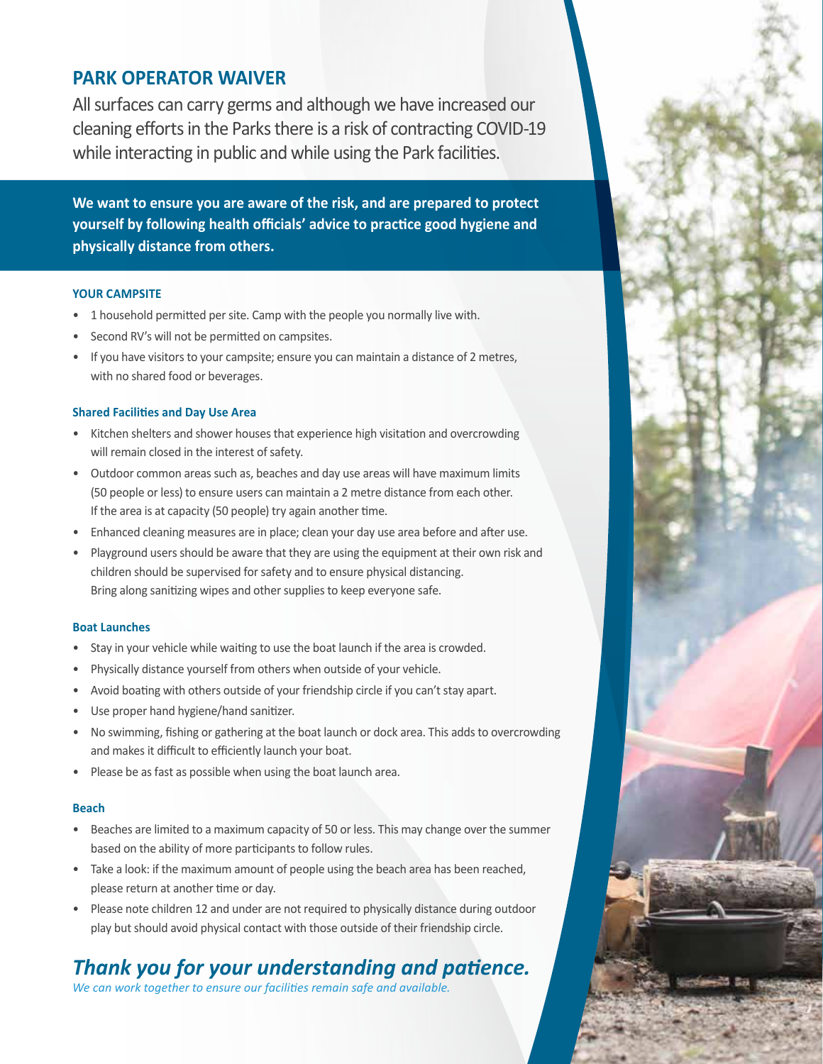## PARK OPERATOR WAIVER

All surfaces can carry germs and although we have increased our cleaning efforts in the Parks there is a risk of contracting COVID-19 while interacting in public and while using the Park facilities.

**We want to ensure you are aware of the risk, and are prepared to protect yourself by following health officials' advice to practice good hygiene and physically distance from others.**

### YOUR CAMPSITE

- 1 household permitted per site. Camp with the people you normally live with.
- Second RV's will not be permitted on campsites.
- If you have visitors to your campsite; ensure you can maintain a distance of 2 metres, with no shared food or beverages.

### Shared Facilities and Day Use Area

- Kitchen shelters and shower houses that experience high visitation and overcrowding will remain closed in the interest of safety.
- Outdoor common areas such as, beaches and day use areas will have maximum limits (50 people or less) to ensure users can maintain a 2 metre distance from each other. If the area is at capacity (50 people) try again another time.
- Enhanced cleaning measures are in place; clean your day use area before and after use.
- Playground users should be aware that they are using the equipment at their own risk and children should be supervised for safety and to ensure physical distancing. Bring along sanitizing wipes and other supplies to keep everyone safe.

### Boat Launches

- Stay in your vehicle while waiting to use the boat launch if the area is crowded.
- Physically distance yourself from others when outside of your vehicle.
- Avoid boating with others outside of your friendship circle if you can't stay apart.
- Use proper hand hygiene/hand sanitizer.
- No swimming, fishing or gathering at the boat launch or dock area. This adds to overcrowding and makes it difficult to efficiently launch your boat.
- Please be as fast as possible when using the boat launch area.

### Beach

- Beaches are limited to a maximum capacity of 50 or less. This may change over the summer based on the ability of more participants to follow rules.
- Take a look: if the maximum amount of people using the beach area has been reached, please return at another time or day.
- Please note children 12 and under are not required to physically distance during outdoor play but should avoid physical contact with those outside of their friendship circle.

## *Thank you for your understanding and patience.*

*We can work together to ensure our facilities remain safe and available.*